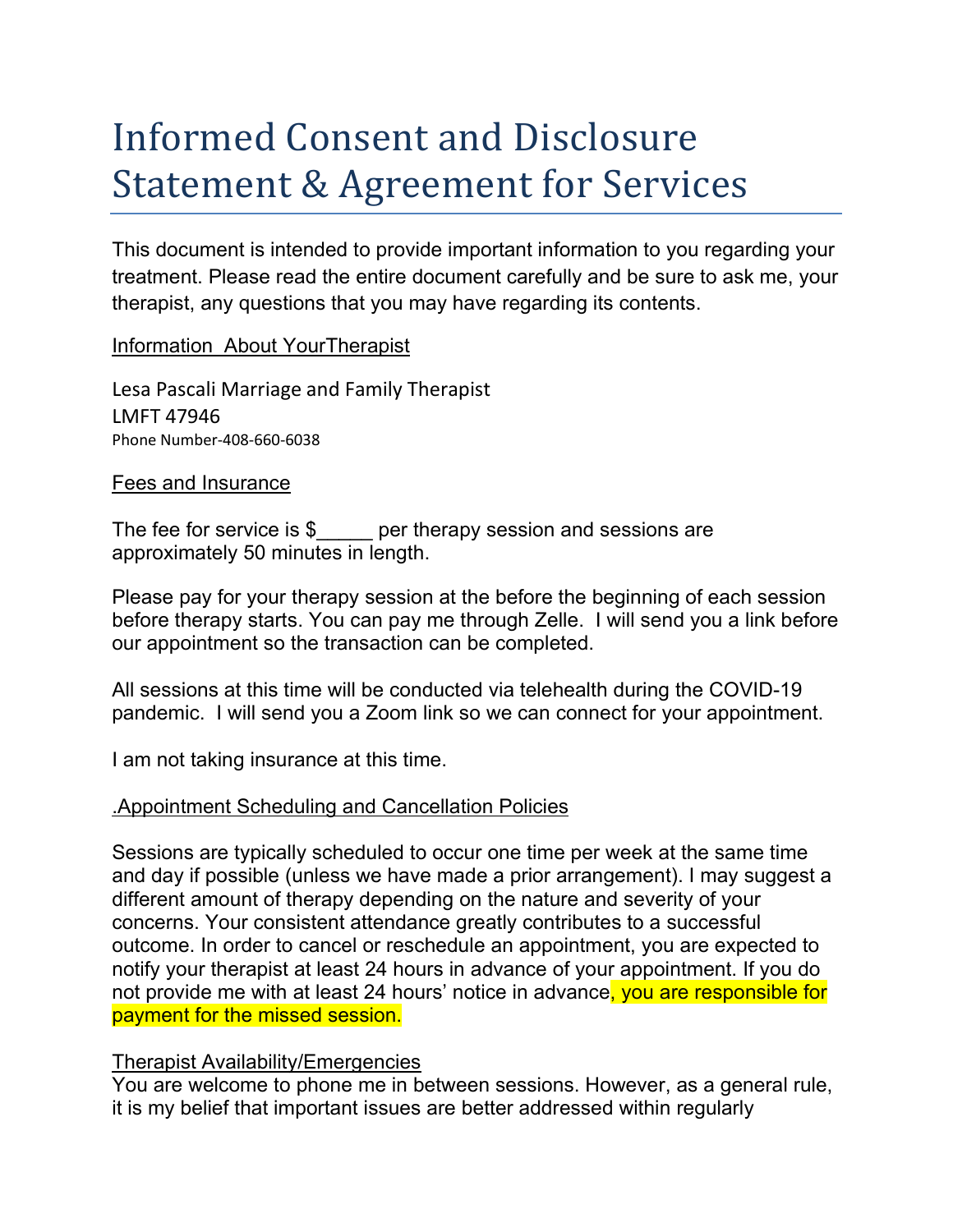# Informed Consent and Disclosure Statement & Agreement for Services

This document is intended to provide important information to you regarding your treatment. Please read the entire document carefully and be sure to ask me, your therapist, any questions that you may have regarding its contents.

<u>Information About YourTherapist</u>

Lesa Pascali Marriage and Family Therapist
LMFT 47946
Phone Number-408-660-6038

<u>Fees and Insurance</u>

The fee for service is $_____ per therapy session and sessions are approximately 50 minutes in length.

Please pay for your therapy session at the before the beginning of each session before therapy starts. You can pay me through Zelle. I will send you a link before our appointment so the transaction can be completed.

All sessions at this time will be conducted via telehealth during the COVID-19 pandemic. I will send you a Zoom link so we can connect for your appointment.

I am not taking insurance at this time.

<u>.Appointment Scheduling and Cancellation Policies</u>

Sessions are typically scheduled to occur one time per week at the same time and day if possible (unless we have made a prior arrangement). I may suggest a different amount of therapy depending on the nature and severity of your concerns. Your consistent attendance greatly contributes to a successful outcome. In order to cancel or reschedule an appointment, you are expected to notify your therapist at least 24 hours in advance of your appointment. If you do not provide me with at least 24 hours' notice in advance, you are responsible for payment for the missed session.

<u>Therapist Availability/Emergencies</u>

You are welcome to phone me in between sessions. However, as a general rule, it is my belief that important issues are better addressed within regularly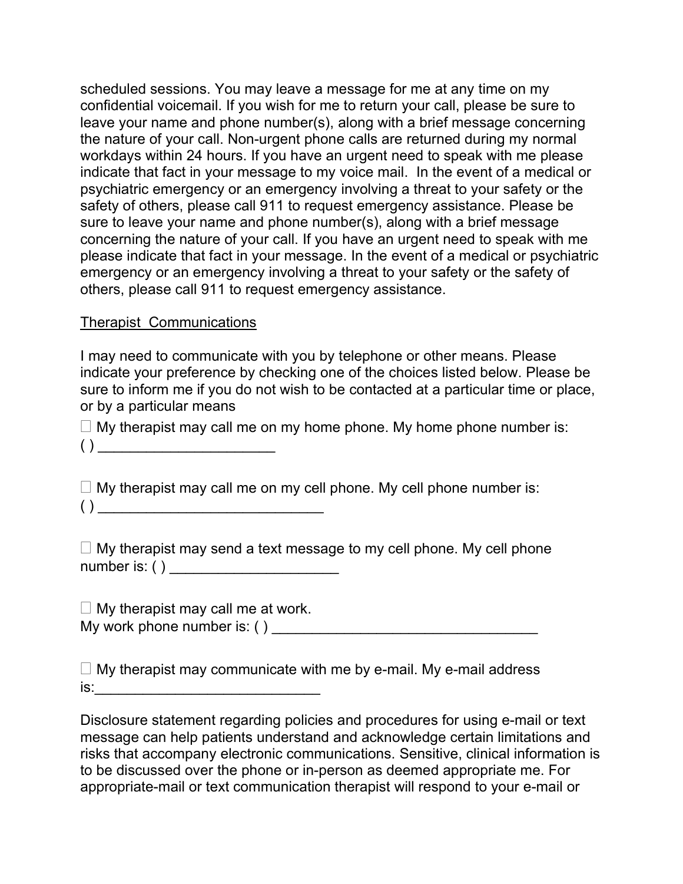scheduled sessions. You may leave a message for me at any time on my confidential voicemail. If you wish for me to return your call, please be sure to leave your name and phone number(s), along with a brief message concerning the nature of your call. Non-urgent phone calls are returned during my normal workdays within 24 hours. If you have an urgent need to speak with me please indicate that fact in your message to my voice mail. In the event of a medical or psychiatric emergency or an emergency involving a threat to your safety or the safety of others, please call 911 to request emergency assistance. Please be sure to leave your name and phone number(s), along with a brief message concerning the nature of your call. If you have an urgent need to speak with me please indicate that fact in your message. In the event of a medical or psychiatric emergency or an emergency involving a threat to your safety or the safety of others, please call 911 to request emergency assistance.

Therapist Communications

I may need to communicate with you by telephone or other means. Please indicate your preference by checking one of the choices listed below. Please be sure to inform me if you do not wish to be contacted at a particular time or place, or by a particular means

☐ My therapist may call me on my home phone. My home phone number is: ( ) ______________________

☐ My therapist may call me on my cell phone. My cell phone number is: ( ) ____________________________

☐ My therapist may send a text message to my cell phone. My cell phone number is: ( ) _____________________

☐ My therapist may call me at work.
My work phone number is: ( ) _________________________________

☐ My therapist may communicate with me by e-mail. My e-mail address is:____________________________

Disclosure statement regarding policies and procedures for using e-mail or text message can help patients understand and acknowledge certain limitations and risks that accompany electronic communications. Sensitive, clinical information is to be discussed over the phone or in-person as deemed appropriate me. For appropriate-mail or text communication therapist will respond to your e-mail or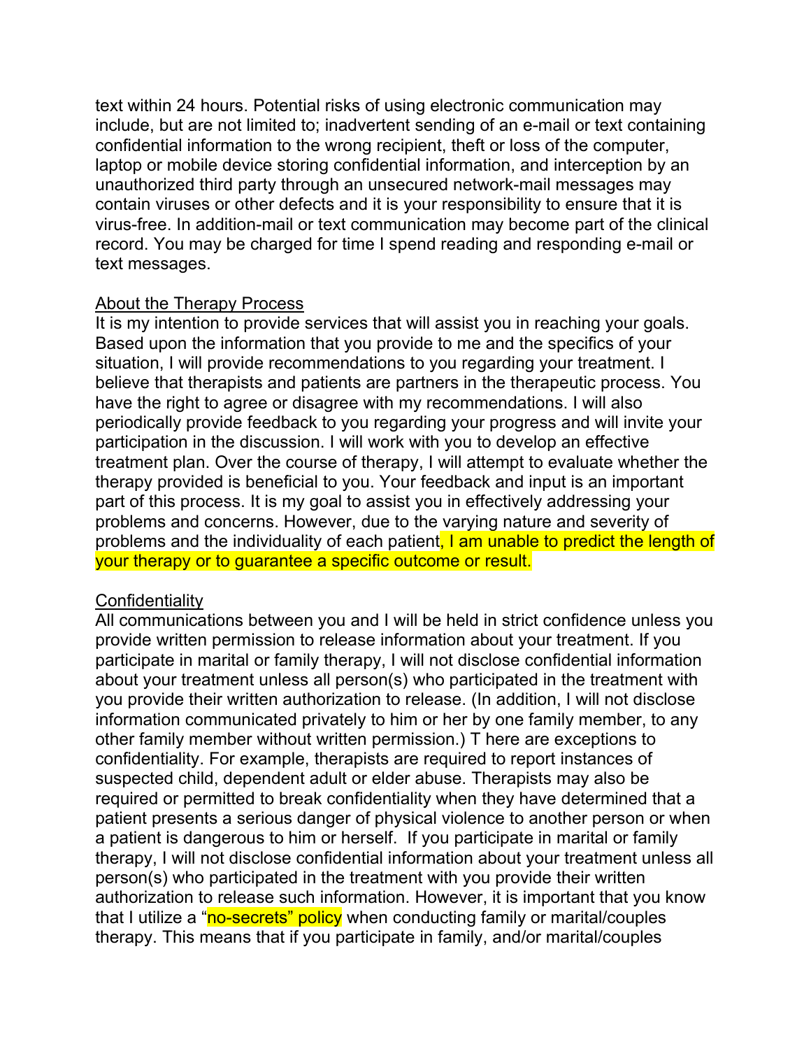text within 24 hours. Potential risks of using electronic communication may include, but are not limited to; inadvertent sending of an e-mail or text containing confidential information to the wrong recipient, theft or loss of the computer, laptop or mobile device storing confidential information, and interception by an unauthorized third party through an unsecured network-mail messages may contain viruses or other defects and it is your responsibility to ensure that it is virus-free. In addition-mail or text communication may become part of the clinical record. You may be charged for time I spend reading and responding e-mail or text messages.

<u>About the Therapy Process</u>

It is my intention to provide services that will assist you in reaching your goals. Based upon the information that you provide to me and the specifics of your situation, I will provide recommendations to you regarding your treatment. I believe that therapists and patients are partners in the therapeutic process. You have the right to agree or disagree with my recommendations. I will also periodically provide feedback to you regarding your progress and will invite your participation in the discussion. I will work with you to develop an effective treatment plan. Over the course of therapy, I will attempt to evaluate whether the therapy provided is beneficial to you. Your feedback and input is an important part of this process. It is my goal to assist you in effectively addressing your problems and concerns. However, due to the varying nature and severity of problems and the individuality of each patient, I am unable to predict the length of your therapy or to guarantee a specific outcome or result.

<u>Confidentiality</u>

All communications between you and I will be held in strict confidence unless you provide written permission to release information about your treatment. If you participate in marital or family therapy, I will not disclose confidential information about your treatment unless all person(s) who participated in the treatment with you provide their written authorization to release. (In addition, I will not disclose information communicated privately to him or her by one family member, to any other family member without written permission.) T here are exceptions to confidentiality. For example, therapists are required to report instances of suspected child, dependent adult or elder abuse. Therapists may also be required or permitted to break confidentiality when they have determined that a patient presents a serious danger of physical violence to another person or when a patient is dangerous to him or herself. If you participate in marital or family therapy, I will not disclose confidential information about your treatment unless all person(s) who participated in the treatment with you provide their written authorization to release such information. However, it is important that you know that I utilize a "no-secrets" policy when conducting family or marital/couples therapy. This means that if you participate in family, and/or marital/couples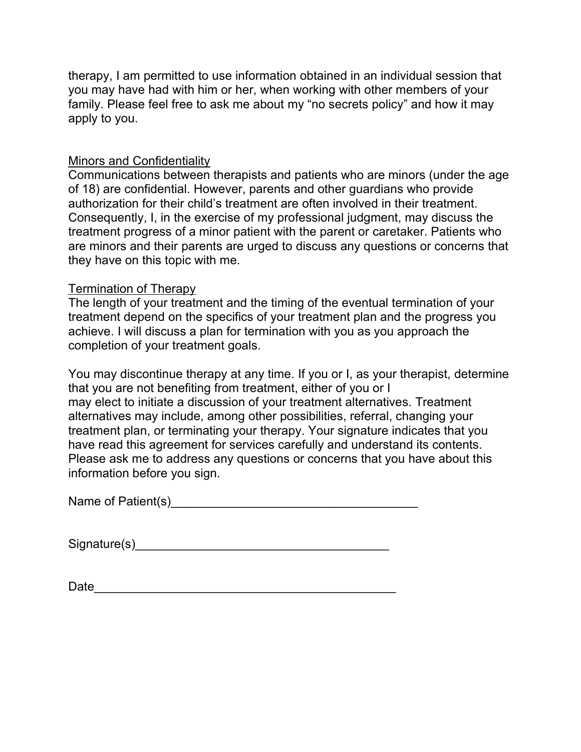therapy, I am permitted to use information obtained in an individual session that you may have had with him or her, when working with other members of your family. Please feel free to ask me about my "no secrets policy" and how it may apply to you.

## Minors and Confidentiality

Communications between therapists and patients who are minors (under the age of 18) are confidential. However, parents and other guardians who provide authorization for their child's treatment are often involved in their treatment. Consequently, I, in the exercise of my professional judgment, may discuss the treatment progress of a minor patient with the parent or caretaker. Patients who are minors and their parents are urged to discuss any questions or concerns that they have on this topic with me.

## Termination of Therapy

The length of your treatment and the timing of the eventual termination of your treatment depend on the specifics of your treatment plan and the progress you achieve. I will discuss a plan for termination with you as you approach the completion of your treatment goals.

You may discontinue therapy at any time. If you or I, as your therapist, determine that you are not benefiting from treatment, either of you or I may elect to initiate a discussion of your treatment alternatives. Treatment alternatives may include, among other possibilities, referral, changing your treatment plan, or terminating your therapy. Your signature indicates that you have read this agreement for services carefully and understand its contents. Please ask me to address any questions or concerns that you have about this information before you sign.

Name of Patient(s)____________________________________

Signature(s)______________________________________

Date____________________________________________